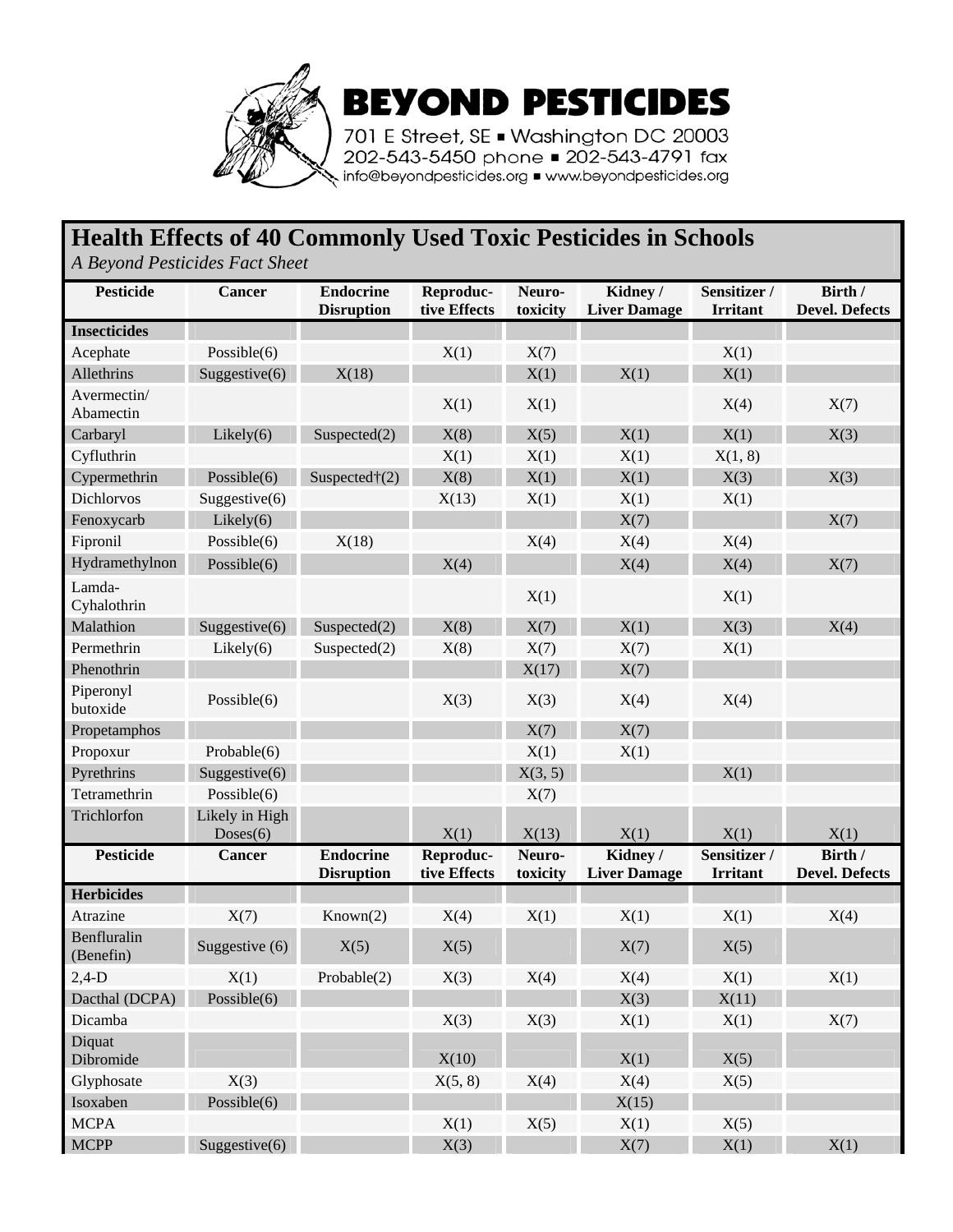# BEYOND PESTICIDES

701 E Street, SE ▪ Washington DC 20003
202-543-5450 phone ▪ 202-543-4791 fax
info@beyondpesticides.org ▪ www.beyondpesticides.org

## Health Effects of 40 Commonly Used Toxic Pesticides in Schools

*A Beyond Pesticides Fact Sheet*

| Pesticide | Cancer | Endocrine Disruption | Reproductive Effects | Neuro-toxicity | Kidney / Liver Damage | Sensitizer / Irritant | Birth / Devel. Defects |
|---|---|---|---|---|---|---|---|
| **Insecticides** | | | | | | | |
| Acephate | Possible(6) | | X(1) | X(7) | | X(1) | |
| Allethrins | Suggestive(6) | X(18) | | X(1) | X(1) | X(1) | |
| Avermectin/ Abamectin | | | X(1) | X(1) | | X(4) | X(7) |
| Carbaryl | Likely(6) | Suspected(2) | X(8) | X(5) | X(1) | X(1) | X(3) |
| Cyfluthrin | | | X(1) | X(1) | X(1) | X(1, 8) | |
| Cypermethrin | Possible(6) | Suspected†(2) | X(8) | X(1) | X(1) | X(3) | X(3) |
| Dichlorvos | Suggestive(6) | | X(13) | X(1) | X(1) | X(1) | |
| Fenoxycarb | Likely(6) | | | | X(7) | | X(7) |
| Fipronil | Possible(6) | X(18) | | X(4) | X(4) | X(4) | |
| Hydramethylnon | Possible(6) | | X(4) | | X(4) | X(4) | X(7) |
| Lamda-Cyhalothrin | | | | X(1) | | X(1) | |
| Malathion | Suggestive(6) | Suspected(2) | X(8) | X(7) | X(1) | X(3) | X(4) |
| Permethrin | Likely(6) | Suspected(2) | X(8) | X(7) | X(7) | X(1) | |
| Phenothrin | | | | X(17) | X(7) | | |
| Piperonyl butoxide | Possible(6) | | X(3) | X(3) | X(4) | X(4) | |
| Propetamphos | | | | X(7) | X(7) | | |
| Propoxur | Probable(6) | | | X(1) | X(1) | | |
| Pyrethrins | Suggestive(6) | | | X(3, 5) | | X(1) | |
| Tetramethrin | Possible(6) | | | X(7) | | | |
| Trichlorfon | Likely in High Doses(6) | | X(1) | X(13) | X(1) | X(1) | X(1) |
| **Pesticide** | **Cancer** | **Endocrine Disruption** | **Reproductive Effects** | **Neuro-toxicity** | **Kidney / Liver Damage** | **Sensitizer / Irritant** | **Birth / Devel. Defects** |
| **Herbicides** | | | | | | | |
| Atrazine | X(7) | Known(2) | X(4) | X(1) | X(1) | X(1) | X(4) |
| Benfluralin (Benefin) | Suggestive (6) | X(5) | X(5) | | X(7) | X(5) | |
| 2,4-D | X(1) | Probable(2) | X(3) | X(4) | X(4) | X(1) | X(1) |
| Dacthal (DCPA) | Possible(6) | | | | X(3) | X(11) | |
| Dicamba | | | X(3) | X(3) | X(1) | X(1) | X(7) |
| Diquat Dibromide | | | X(10) | | X(1) | X(5) | |
| Glyphosate | X(3) | | X(5, 8) | X(4) | X(4) | X(5) | |
| Isoxaben | Possible(6) | | | | X(15) | | |
| MCPA | | | X(1) | X(5) | X(1) | X(5) | |
| MCPP | Suggestive(6) | | X(3) | | X(7) | X(1) | X(1) |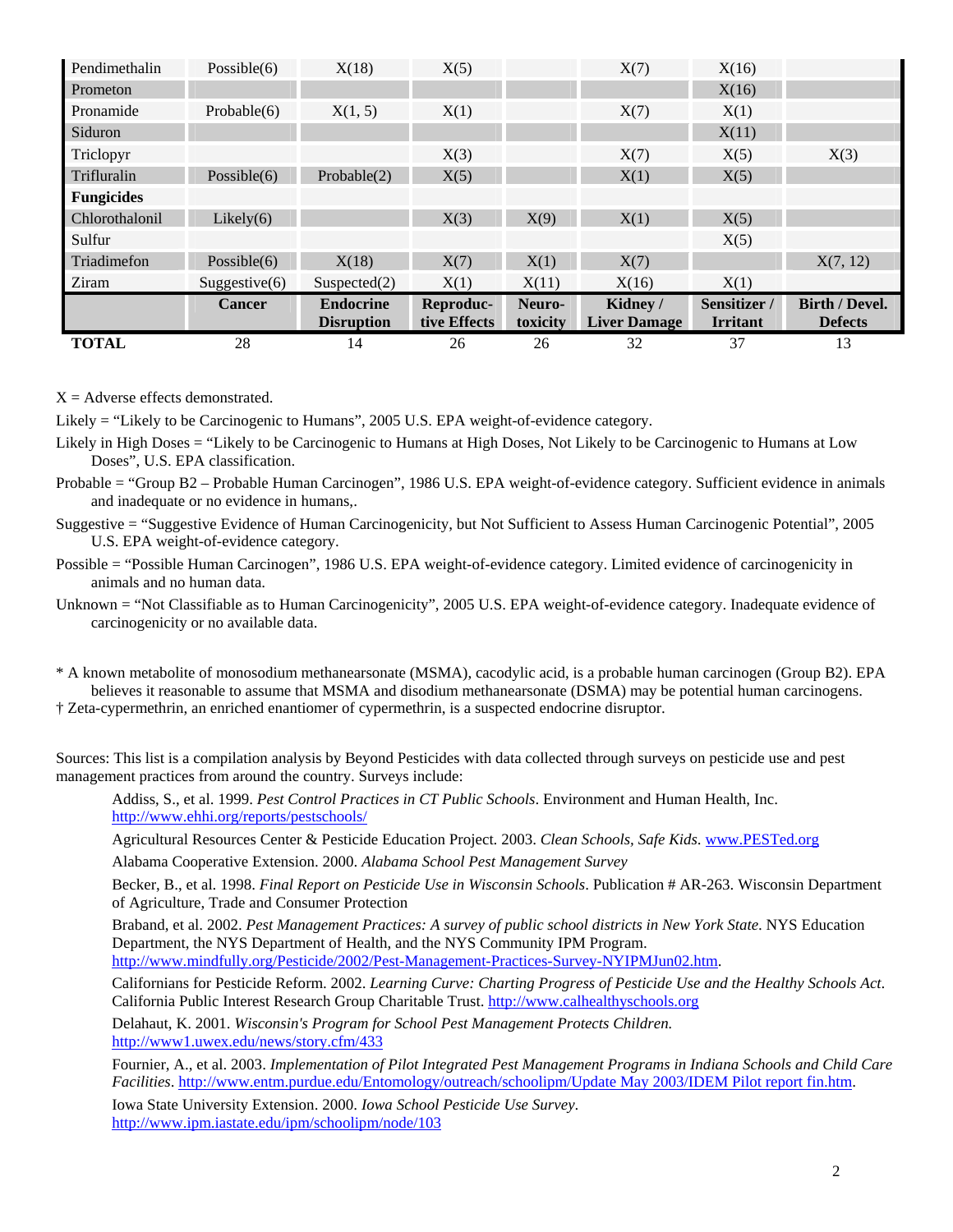| | Cancer | Endocrine Disruption | Reproductive Effects | Neurotoxicity | Kidney / Liver Damage | Sensitizer / Irritant | Birth / Devel. Defects |
|---|---|---|---|---|---|---|---|
| Pendimethalin | Possible(6) | X(18) | X(5) | | X(7) | X(16) | |
| Prometon | | | | | | X(16) | |
| Pronamide | Probable(6) | X(1, 5) | X(1) | | X(7) | X(1) | |
| Siduron | | | | | | X(11) | |
| Triclopyr | | | X(3) | | X(7) | X(5) | X(3) |
| Trifluralin | Possible(6) | Probable(2) | X(5) | | X(1) | X(5) | |
| **Fungicides** | | | | | | | |
| Chlorothalonil | Likely(6) | | X(3) | X(9) | X(1) | X(5) | |
| Sulfur | | | | | | X(5) | |
| Triadimefon | Possible(6) | X(18) | X(7) | X(1) | X(7) | | X(7, 12) |
| Ziram | Suggestive(6) | Suspected(2) | X(1) | X(11) | X(16) | X(1) | |
| | **Cancer** | **Endocrine Disruption** | **Reproductive Effects** | **Neurotoxicity** | **Kidney / Liver Damage** | **Sensitizer / Irritant** | **Birth / Devel. Defects** |
| **TOTAL** | 28 | 14 | 26 | 26 | 32 | 37 | 13 |

X = Adverse effects demonstrated.

Likely = "Likely to be Carcinogenic to Humans", 2005 U.S. EPA weight-of-evidence category.

Likely in High Doses = "Likely to be Carcinogenic to Humans at High Doses, Not Likely to be Carcinogenic to Humans at Low Doses", U.S. EPA classification.

Probable = "Group B2 – Probable Human Carcinogen", 1986 U.S. EPA weight-of-evidence category. Sufficient evidence in animals and inadequate or no evidence in humans,.

Suggestive = "Suggestive Evidence of Human Carcinogenicity, but Not Sufficient to Assess Human Carcinogenic Potential", 2005 U.S. EPA weight-of-evidence category.

Possible = "Possible Human Carcinogen", 1986 U.S. EPA weight-of-evidence category. Limited evidence of carcinogenicity in animals and no human data.

Unknown = "Not Classifiable as to Human Carcinogenicity", 2005 U.S. EPA weight-of-evidence category. Inadequate evidence of carcinogenicity or no available data.

* A known metabolite of monosodium methanearsonate (MSMA), cacodylic acid, is a probable human carcinogen (Group B2). EPA believes it reasonable to assume that MSMA and disodium methanearsonate (DSMA) may be potential human carcinogens.

† Zeta-cypermethrin, an enriched enantiomer of cypermethrin, is a suspected endocrine disruptor.

Sources: This list is a compilation analysis by Beyond Pesticides with data collected through surveys on pesticide use and pest management practices from around the country. Surveys include:

Addiss, S., et al. 1999. *Pest Control Practices in CT Public Schools*. Environment and Human Health, Inc. http://www.ehhi.org/reports/pestschools/

Agricultural Resources Center & Pesticide Education Project. 2003. *Clean Schools, Safe Kids*. www.PESTed.org

Alabama Cooperative Extension. 2000. *Alabama School Pest Management Survey*

Becker, B., et al. 1998. *Final Report on Pesticide Use in Wisconsin Schools*. Publication # AR-263. Wisconsin Department of Agriculture, Trade and Consumer Protection

Braband, et al. 2002. *Pest Management Practices: A survey of public school districts in New York State*. NYS Education Department, the NYS Department of Health, and the NYS Community IPM Program. http://www.mindfully.org/Pesticide/2002/Pest-Management-Practices-Survey-NYIPMJun02.htm.

Californians for Pesticide Reform. 2002. *Learning Curve: Charting Progress of Pesticide Use and the Healthy Schools Act*. California Public Interest Research Group Charitable Trust. http://www.calhealthyschools.org

Delahaut, K. 2001. *Wisconsin's Program for School Pest Management Protects Children.* http://www1.uwex.edu/news/story.cfm/433

Fournier, A., et al. 2003. *Implementation of Pilot Integrated Pest Management Programs in Indiana Schools and Child Care Facilities*. http://www.entm.purdue.edu/Entomology/outreach/schoolipm/Update May 2003/IDEM Pilot report fin.htm.

Iowa State University Extension. 2000. *Iowa School Pesticide Use Survey*. http://www.ipm.iastate.edu/ipm/schoolipm/node/103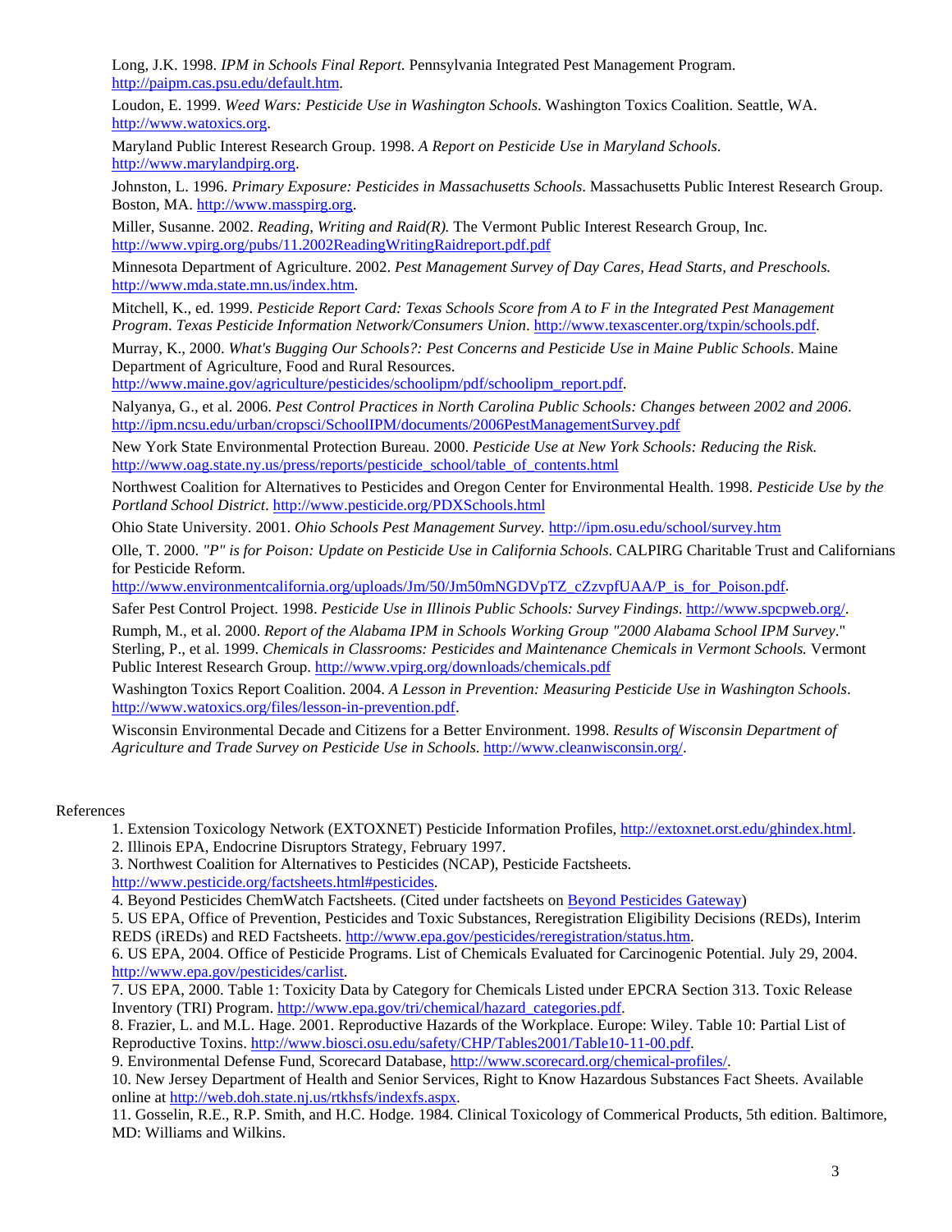Long, J.K. 1998. *IPM in Schools Final Report*. Pennsylvania Integrated Pest Management Program. http://paipm.cas.psu.edu/default.htm.

Loudon, E. 1999. *Weed Wars: Pesticide Use in Washington Schools*. Washington Toxics Coalition. Seattle, WA. http://www.watoxics.org.

Maryland Public Interest Research Group. 1998. *A Report on Pesticide Use in Maryland Schools*. http://www.marylandpirg.org.

Johnston, L. 1996. *Primary Exposure: Pesticides in Massachusetts Schools*. Massachusetts Public Interest Research Group. Boston, MA. http://www.masspirg.org.

Miller, Susanne. 2002. *Reading, Writing and Raid(R).* The Vermont Public Interest Research Group, Inc. http://www.vpirg.org/pubs/11.2002ReadingWritingRaidreport.pdf.pdf

Minnesota Department of Agriculture. 2002. *Pest Management Survey of Day Cares, Head Starts, and Preschools.* http://www.mda.state.mn.us/index.htm.

Mitchell, K., ed. 1999. *Pesticide Report Card: Texas Schools Score from A to F in the Integrated Pest Management Program*. *Texas Pesticide Information Network/Consumers Union*. http://www.texascenter.org/txpin/schools.pdf.

Murray, K., 2000. *What's Bugging Our Schools?: Pest Concerns and Pesticide Use in Maine Public Schools*. Maine Department of Agriculture, Food and Rural Resources. http://www.maine.gov/agriculture/pesticides/schoolipm/pdf/schoolipm_report.pdf.

Nalyanya, G., et al. 2006. *Pest Control Practices in North Carolina Public Schools: Changes between 2002 and 2006*. http://ipm.ncsu.edu/urban/cropsci/SchoolIPM/documents/2006PestManagementSurvey.pdf

New York State Environmental Protection Bureau. 2000. *Pesticide Use at New York Schools: Reducing the Risk.* http://www.oag.state.ny.us/press/reports/pesticide_school/table_of_contents.html

Northwest Coalition for Alternatives to Pesticides and Oregon Center for Environmental Health. 1998. *Pesticide Use by the Portland School District*. http://www.pesticide.org/PDXSchools.html

Ohio State University. 2001. *Ohio Schools Pest Management Survey.* http://ipm.osu.edu/school/survey.htm

Olle, T. 2000. *"P" is for Poison: Update on Pesticide Use in California Schools*. CALPIRG Charitable Trust and Californians for Pesticide Reform. http://www.environmentcalifornia.org/uploads/Jm/50/Jm50mNGDVpTZ_cZzvpfUAA/P_is_for_Poison.pdf.

Safer Pest Control Project. 1998. *Pesticide Use in Illinois Public Schools: Survey Findings*. http://www.spcpweb.org/.

Rumph, M., et al. 2000. *Report of the Alabama IPM in Schools Working Group "2000 Alabama School IPM Survey*."

Sterling, P., et al. 1999. *Chemicals in Classrooms: Pesticides and Maintenance Chemicals in Vermont Schools.* Vermont Public Interest Research Group. http://www.vpirg.org/downloads/chemicals.pdf

Washington Toxics Report Coalition. 2004. *A Lesson in Prevention: Measuring Pesticide Use in Washington Schools*. http://www.watoxics.org/files/lesson-in-prevention.pdf.

Wisconsin Environmental Decade and Citizens for a Better Environment. 1998. *Results of Wisconsin Department of Agriculture and Trade Survey on Pesticide Use in Schools*. http://www.cleanwisconsin.org/.

References

1. Extension Toxicology Network (EXTOXNET) Pesticide Information Profiles, http://extoxnet.orst.edu/ghindex.html.
2. Illinois EPA, Endocrine Disruptors Strategy, February 1997.
3. Northwest Coalition for Alternatives to Pesticides (NCAP), Pesticide Factsheets. http://www.pesticide.org/factsheets.html#pesticides.
4. Beyond Pesticides ChemWatch Factsheets. (Cited under factsheets on Beyond Pesticides Gateway)
5. US EPA, Office of Prevention, Pesticides and Toxic Substances, Reregistration Eligibility Decisions (REDs), Interim REDS (iREDs) and RED Factsheets. http://www.epa.gov/pesticides/reregistration/status.htm.
6. US EPA, 2004. Office of Pesticide Programs. List of Chemicals Evaluated for Carcinogenic Potential. July 29, 2004. http://www.epa.gov/pesticides/carlist.
7. US EPA, 2000. Table 1: Toxicity Data by Category for Chemicals Listed under EPCRA Section 313. Toxic Release Inventory (TRI) Program. http://www.epa.gov/tri/chemical/hazard_categories.pdf.
8. Frazier, L. and M.L. Hage. 2001. Reproductive Hazards of the Workplace. Europe: Wiley. Table 10: Partial List of Reproductive Toxins. http://www.biosci.osu.edu/safety/CHP/Tables2001/Table10-11-00.pdf.
9. Environmental Defense Fund, Scorecard Database, http://www.scorecard.org/chemical-profiles/.
10. New Jersey Department of Health and Senior Services, Right to Know Hazardous Substances Fact Sheets. Available online at http://web.doh.state.nj.us/rtkhsfs/indexfs.aspx.
11. Gosselin, R.E., R.P. Smith, and H.C. Hodge. 1984. Clinical Toxicology of Commerical Products, 5th edition. Baltimore, MD: Williams and Wilkins.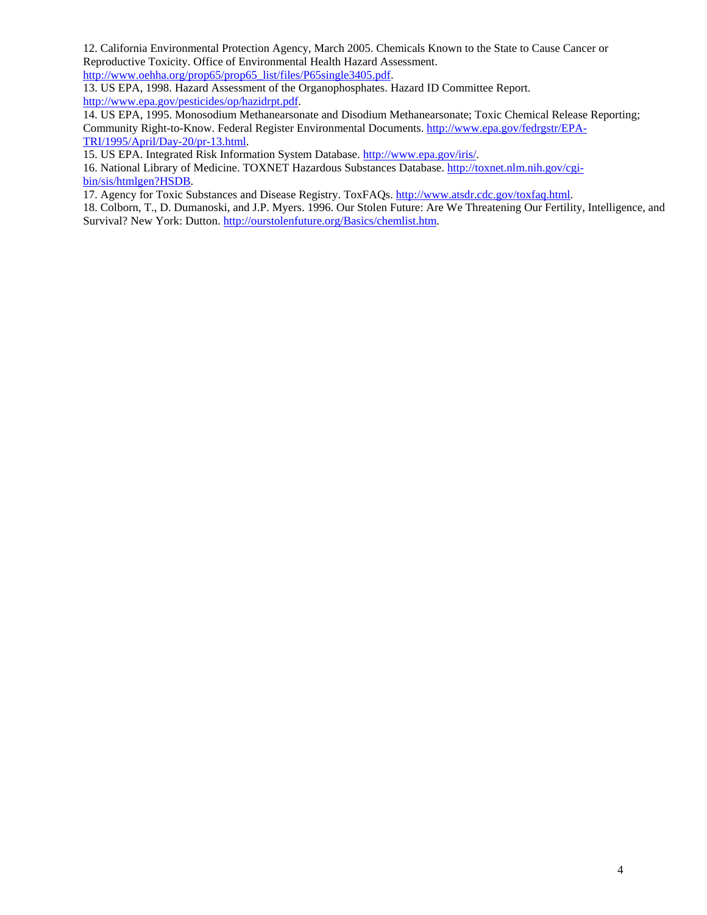12. California Environmental Protection Agency, March 2005. Chemicals Known to the State to Cause Cancer or Reproductive Toxicity. Office of Environmental Health Hazard Assessment. http://www.oehha.org/prop65/prop65_list/files/P65single3405.pdf.

13. US EPA, 1998. Hazard Assessment of the Organophosphates. Hazard ID Committee Report. http://www.epa.gov/pesticides/op/hazidrpt.pdf.

14. US EPA, 1995. Monosodium Methanearsonate and Disodium Methanearsonate; Toxic Chemical Release Reporting; Community Right-to-Know. Federal Register Environmental Documents. http://www.epa.gov/fedrgstr/EPA-TRI/1995/April/Day-20/pr-13.html.

15. US EPA. Integrated Risk Information System Database. http://www.epa.gov/iris/.

16. National Library of Medicine. TOXNET Hazardous Substances Database. http://toxnet.nlm.nih.gov/cgi-bin/sis/htmlgen?HSDB.

17. Agency for Toxic Substances and Disease Registry. ToxFAQs. http://www.atsdr.cdc.gov/toxfaq.html.

18. Colborn, T., D. Dumanoski, and J.P. Myers. 1996. Our Stolen Future: Are We Threatening Our Fertility, Intelligence, and Survival? New York: Dutton. http://ourstolenfuture.org/Basics/chemlist.htm.